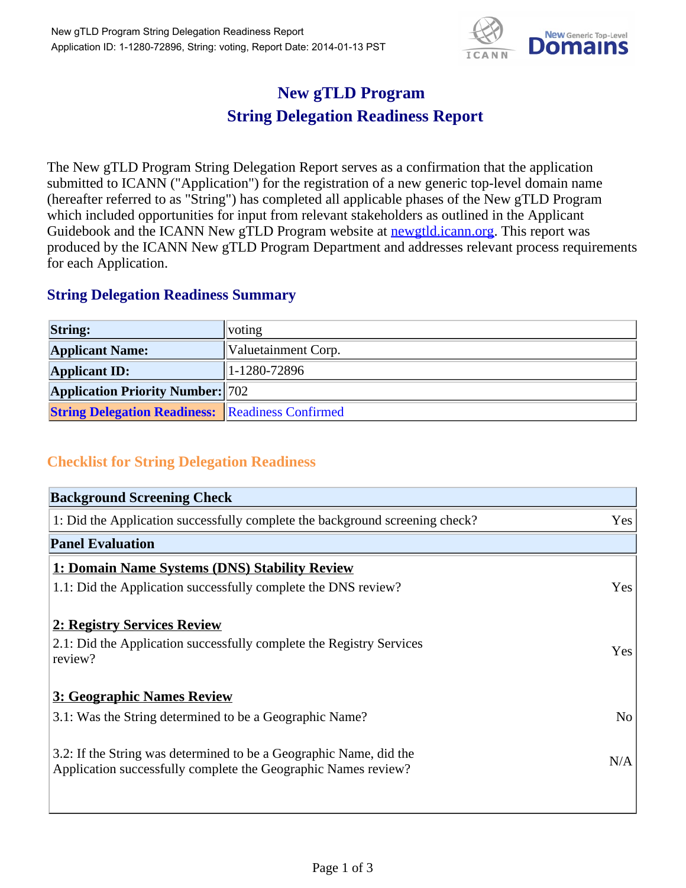# New gTLD Program
# String Delegation Readiness Report

The New gTLD Program String Delegation Report serves as a confirmation that the application submitted to ICANN ("Application") for the registration of a new generic top-level domain name (hereafter referred to as "String") has completed all applicable phases of the New gTLD Program which included opportunities for input from relevant stakeholders as outlined in the Applicant Guidebook and the ICANN New gTLD Program website at newgtld.icann.org. This report was produced by the ICANN New gTLD Program Department and addresses relevant process requirements for each Application.

## String Delegation Readiness Summary

| | |
|---|---|
| **String:** | voting |
| **Applicant Name:** | Valuetainment Corp. |
| **Applicant ID:** | 1-1280-72896 |
| **Application Priority Number:** | 702 |
| **String Delegation Readiness:** | Readiness Confirmed |

## Checklist for String Delegation Readiness

| **Background Screening Check** | |
|---|---|
| 1: Did the Application successfully complete the background screening check? | Yes |
| **Panel Evaluation** | |
| **1: Domain Name Systems (DNS) Stability Review** | |
| 1.1: Did the Application successfully complete the DNS review? | Yes |
| **2: Registry Services Review** | |
| 2.1: Did the Application successfully complete the Registry Services review? | Yes |
| **3: Geographic Names Review** | |
| 3.1: Was the String determined to be a Geographic Name? | No |
| 3.2: If the String was determined to be a Geographic Name, did the Application successfully complete the Geographic Names review? | N/A |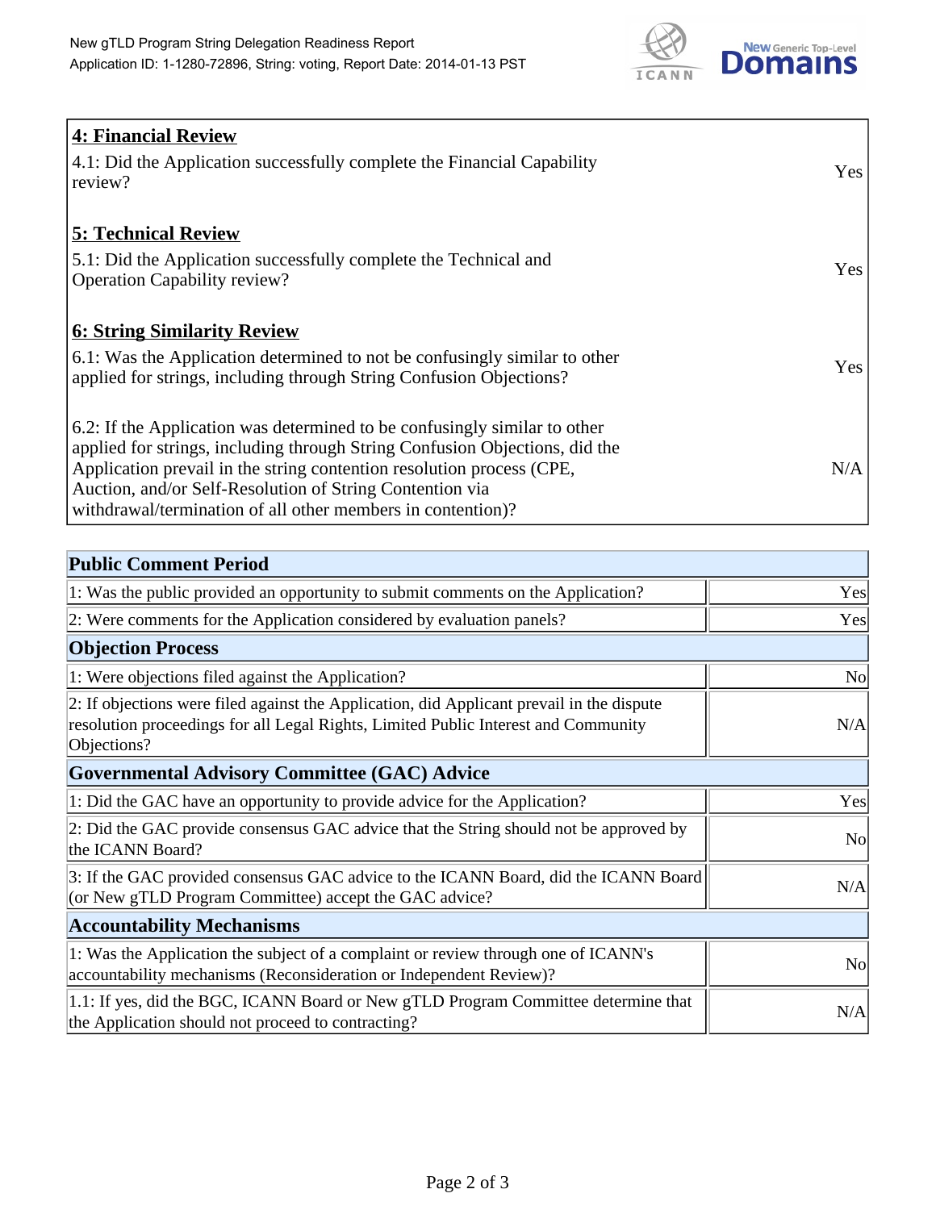| 4: Financial Review | |
|---|---|
| 4.1: Did the Application successfully complete the Financial Capability review? | Yes |
| **5: Technical Review** | |
| 5.1: Did the Application successfully complete the Technical and Operation Capability review? | Yes |
| **6: String Similarity Review** | |
| 6.1: Was the Application determined to not be confusingly similar to other applied for strings, including through String Confusion Objections? | Yes |
| 6.2: If the Application was determined to be confusingly similar to other applied for strings, including through String Confusion Objections, did the Application prevail in the string contention resolution process (CPE, Auction, and/or Self-Resolution of String Contention via withdrawal/termination of all other members in contention)? | N/A |

| Public Comment Period | |
|---|---|
| 1: Was the public provided an opportunity to submit comments on the Application? | Yes |
| 2: Were comments for the Application considered by evaluation panels? | Yes |
| **Objection Process** | |
| 1: Were objections filed against the Application? | No |
| 2: If objections were filed against the Application, did Applicant prevail in the dispute resolution proceedings for all Legal Rights, Limited Public Interest and Community Objections? | N/A |
| **Governmental Advisory Committee (GAC) Advice** | |
| 1: Did the GAC have an opportunity to provide advice for the Application? | Yes |
| 2: Did the GAC provide consensus GAC advice that the String should not be approved by the ICANN Board? | No |
| 3: If the GAC provided consensus GAC advice to the ICANN Board, did the ICANN Board (or New gTLD Program Committee) accept the GAC advice? | N/A |
| **Accountability Mechanisms** | |
| 1: Was the Application the subject of a complaint or review through one of ICANN's accountability mechanisms (Reconsideration or Independent Review)? | No |
| 1.1: If yes, did the BGC, ICANN Board or New gTLD Program Committee determine that the Application should not proceed to contracting? | N/A |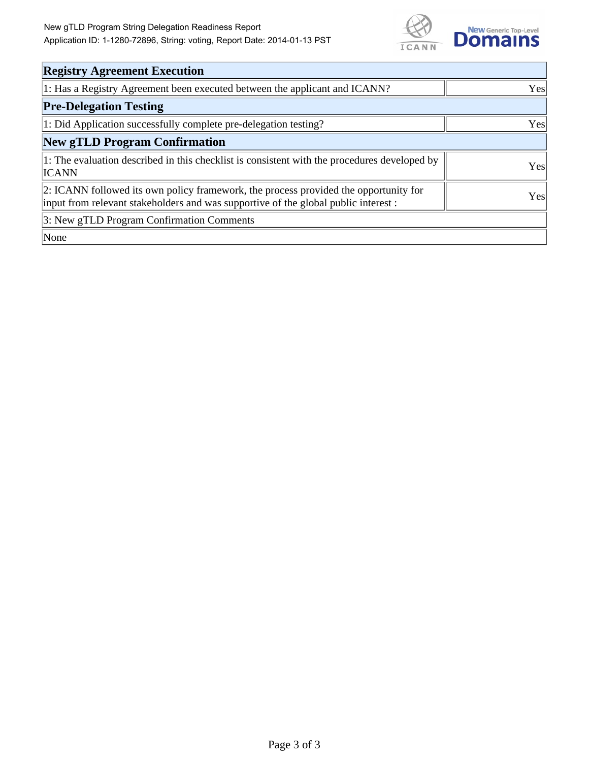| Registry Agreement Execution | |
|---|---|
| 1: Has a Registry Agreement been executed between the applicant and ICANN? | Yes |

| Pre-Delegation Testing | |
|---|---|
| 1: Did Application successfully complete pre-delegation testing? | Yes |

| New gTLD Program Confirmation | |
|---|---|
| 1: The evaluation described in this checklist is consistent with the procedures developed by ICANN | Yes |
| 2: ICANN followed its own policy framework, the process provided the opportunity for input from relevant stakeholders and was supportive of the global public interest : | Yes |
| 3: New gTLD Program Confirmation Comments | |
| None | |